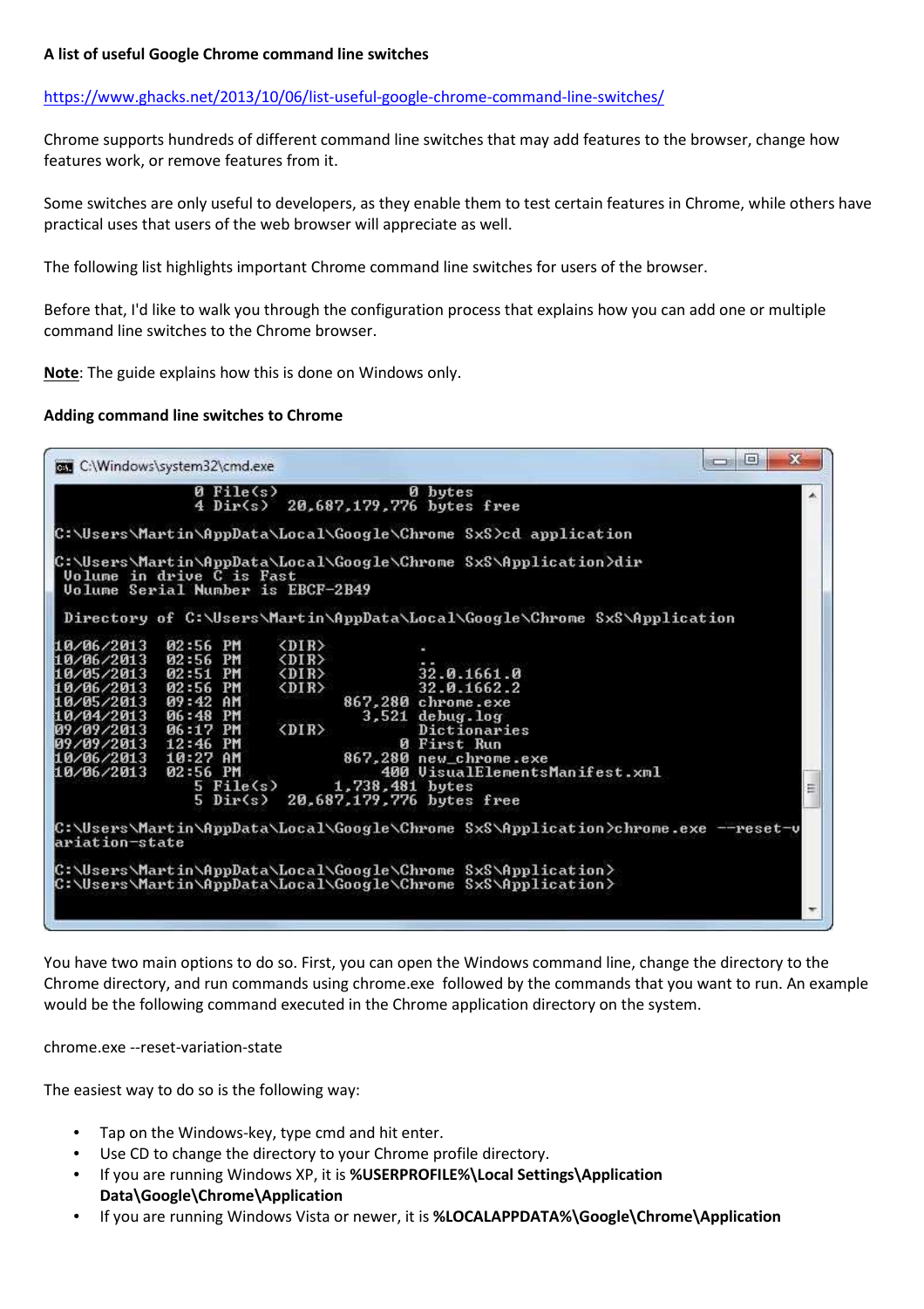**A list of useful Google Chrome command line switches**

https://www.ghacks.net/2013/10/06/list-useful-google-chrome-command-line-switches/

Chrome supports hundreds of different command line switches that may add features to the browser, change how features work, or remove features from it.

Some switches are only useful to developers, as they enable them to test certain features in Chrome, while others have practical uses that users of the web browser will appreciate as well.

The following list highlights important Chrome command line switches for users of the browser.

Before that, I'd like to walk you through the configuration process that explains how you can add one or multiple command line switches to the Chrome browser.

**Note**: The guide explains how this is done on Windows only.

**Adding command line switches to Chrome**

```
C:\Windows\system32\cmd.exe
               0 File(s)              0 bytes
               4 Dir(s)  20,687,179,776 bytes free

C:\Users\Martin\AppData\Local\Google\Chrome SxS>cd application

C:\Users\Martin\AppData\Local\Google\Chrome SxS\Application>dir
 Volume in drive C is Fast
 Volume Serial Number is EBCF-2B49

 Directory of C:\Users\Martin\AppData\Local\Google\Chrome SxS\Application

10/06/2013  02:56 PM    <DIR>          .
10/06/2013  02:56 PM    <DIR>          ..
10/05/2013  02:51 PM    <DIR>          32.0.1661.0
10/06/2013  02:56 PM    <DIR>          32.0.1662.2
10/05/2013  09:42 AM           867,280 chrome.exe
10/04/2013  06:48 PM             3,521 debug.log
09/09/2013  06:17 PM    <DIR>          Dictionaries
09/09/2013  12:46 PM                 0 First Run
10/06/2013  10:27 AM           867,280 new_chrome.exe
10/06/2013  02:56 PM               400 VisualElementsManifest.xml
               5 File(s)      1,738,481 bytes
               5 Dir(s)  20,687,179,776 bytes free

C:\Users\Martin\AppData\Local\Google\Chrome SxS\Application>chrome.exe --reset-v
ariation-state

C:\Users\Martin\AppData\Local\Google\Chrome SxS\Application>
C:\Users\Martin\AppData\Local\Google\Chrome SxS\Application>
```

You have two main options to do so. First, you can open the Windows command line, change the directory to the Chrome directory, and run commands using chrome.exe followed by the commands that you want to run. An example would be the following command executed in the Chrome application directory on the system.

chrome.exe --reset-variation-state

The easiest way to do so is the following way:

- Tap on the Windows-key, type cmd and hit enter.
- Use CD to change the directory to your Chrome profile directory.
- If you are running Windows XP, it is **%USERPROFILE%\Local Settings\Application Data\Google\Chrome\Application**
- If you are running Windows Vista or newer, it is **%LOCALAPPDATA%\Google\Chrome\Application**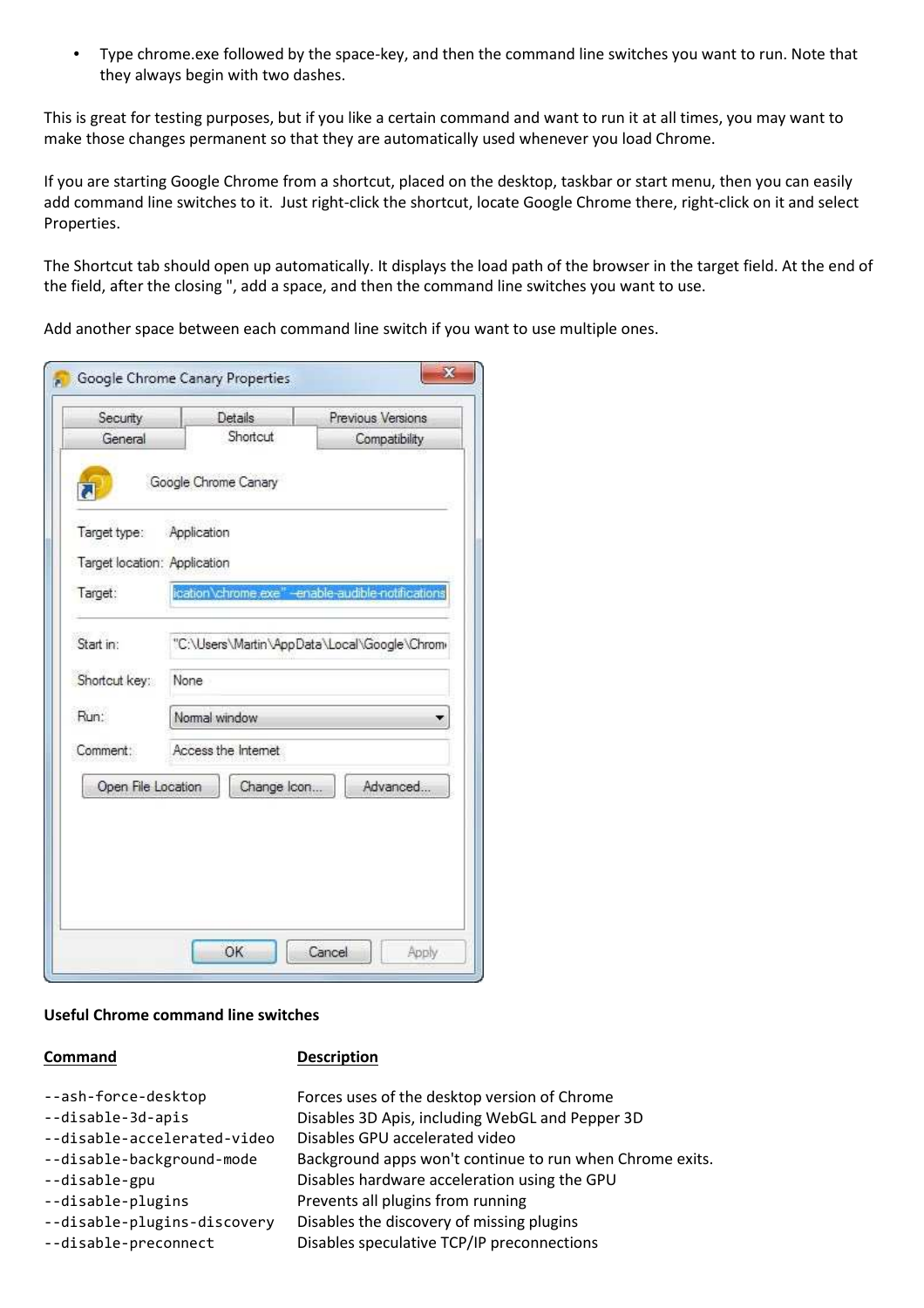- Type chrome.exe followed by the space-key, and then the command line switches you want to run. Note that they always begin with two dashes.

This is great for testing purposes, but if you like a certain command and want to run it at all times, you may want to make those changes permanent so that they are automatically used whenever you load Chrome.

If you are starting Google Chrome from a shortcut, placed on the desktop, taskbar or start menu, then you can easily add command line switches to it. Just right-click the shortcut, locate Google Chrome there, right-click on it and select Properties.

The Shortcut tab should open up automatically. It displays the load path of the browser in the target field. At the end of the field, after the closing ", add a space, and then the command line switches you want to use.

Add another space between each command line switch if you want to use multiple ones.

**Useful Chrome command line switches**

| **Command** | **Description** |
| --- | --- |
| `--ash-force-desktop` | Forces uses of the desktop version of Chrome |
| `--disable-3d-apis` | Disables 3D Apis, including WebGL and Pepper 3D |
| `--disable-accelerated-video` | Disables GPU accelerated video |
| `--disable-background-mode` | Background apps won't continue to run when Chrome exits. |
| `--disable-gpu` | Disables hardware acceleration using the GPU |
| `--disable-plugins` | Prevents all plugins from running |
| `--disable-plugins-discovery` | Disables the discovery of missing plugins |
| `--disable-preconnect` | Disables speculative TCP/IP preconnections |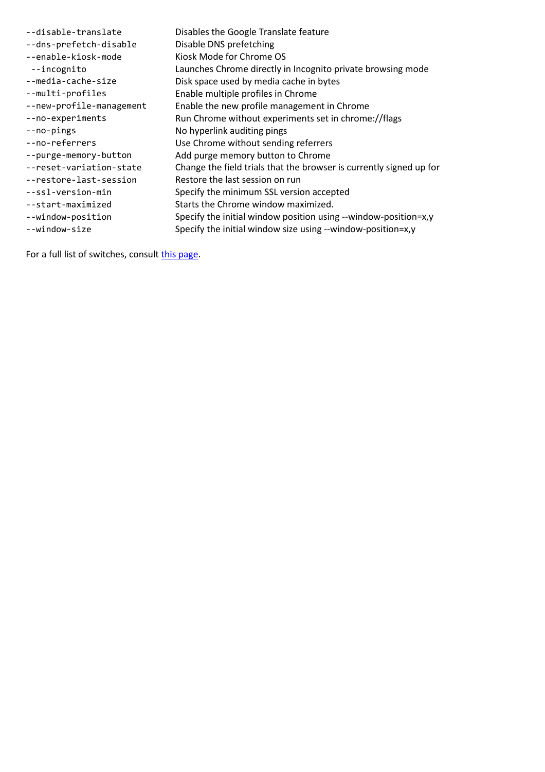| | |
|---|---|
| `--disable-translate` | Disables the Google Translate feature |
| `--dns-prefetch-disable` | Disable DNS prefetching |
| `--enable-kiosk-mode` | Kiosk Mode for Chrome OS |
| `--incognito` | Launches Chrome directly in Incognito private browsing mode |
| `--media-cache-size` | Disk space used by media cache in bytes |
| `--multi-profiles` | Enable multiple profiles in Chrome |
| `--new-profile-management` | Enable the new profile management in Chrome |
| `--no-experiments` | Run Chrome without experiments set in chrome://flags |
| `--no-pings` | No hyperlink auditing pings |
| `--no-referrers` | Use Chrome without sending referrers |
| `--purge-memory-button` | Add purge memory button to Chrome |
| `--reset-variation-state` | Change the field trials that the browser is currently signed up for |
| `--restore-last-session` | Restore the last session on run |
| `--ssl-version-min` | Specify the minimum SSL version accepted |
| `--start-maximized` | Starts the Chrome window maximized. |
| `--window-position` | Specify the initial window position using --window-position=x,y |
| `--window-size` | Specify the initial window size using --window-position=x,y |

For a full list of switches, consult [this page].